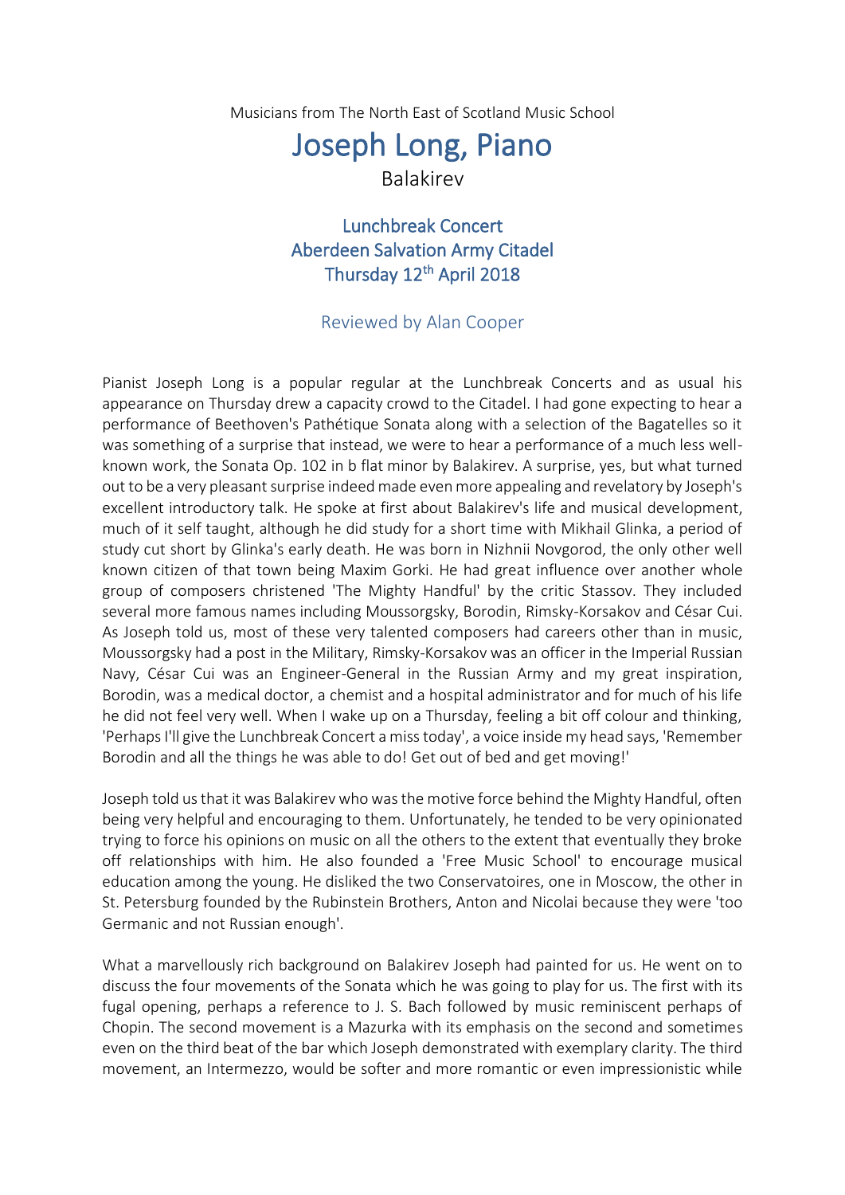Musicians from The North East of Scotland Music School

# Joseph Long, Piano

Balakirev

## Lunchbreak Concert
## Aberdeen Salvation Army Citadel
## Thursday 12th April 2018

### Reviewed by Alan Cooper

Pianist Joseph Long is a popular regular at the Lunchbreak Concerts and as usual his appearance on Thursday drew a capacity crowd to the Citadel. I had gone expecting to hear a performance of Beethoven's Pathétique Sonata along with a selection of the Bagatelles so it was something of a surprise that instead, we were to hear a performance of a much less well-known work, the Sonata Op. 102 in b flat minor by Balakirev. A surprise, yes, but what turned out to be a very pleasant surprise indeed made even more appealing and revelatory by Joseph's excellent introductory talk. He spoke at first about Balakirev's life and musical development, much of it self taught, although he did study for a short time with Mikhail Glinka, a period of study cut short by Glinka's early death. He was born in Nizhnii Novgorod, the only other well known citizen of that town being Maxim Gorki. He had great influence over another whole group of composers christened 'The Mighty Handful' by the critic Stassov. They included several more famous names including Moussorgsky, Borodin, Rimsky-Korsakov and César Cui. As Joseph told us, most of these very talented composers had careers other than in music, Moussorgsky had a post in the Military, Rimsky-Korsakov was an officer in the Imperial Russian Navy, César Cui was an Engineer-General in the Russian Army and my great inspiration, Borodin, was a medical doctor, a chemist and a hospital administrator and for much of his life he did not feel very well. When I wake up on a Thursday, feeling a bit off colour and thinking, 'Perhaps I'll give the Lunchbreak Concert a miss today', a voice inside my head says, 'Remember Borodin and all the things he was able to do! Get out of bed and get moving!'

Joseph told us that it was Balakirev who was the motive force behind the Mighty Handful, often being very helpful and encouraging to them. Unfortunately, he tended to be very opinionated trying to force his opinions on music on all the others to the extent that eventually they broke off relationships with him. He also founded a 'Free Music School' to encourage musical education among the young. He disliked the two Conservatoires, one in Moscow, the other in St. Petersburg founded by the Rubinstein Brothers, Anton and Nicolai because they were 'too Germanic and not Russian enough'.

What a marvellously rich background on Balakirev Joseph had painted for us. He went on to discuss the four movements of the Sonata which he was going to play for us. The first with its fugal opening, perhaps a reference to J. S. Bach followed by music reminiscent perhaps of Chopin. The second movement is a Mazurka with its emphasis on the second and sometimes even on the third beat of the bar which Joseph demonstrated with exemplary clarity. The third movement, an Intermezzo, would be softer and more romantic or even impressionistic while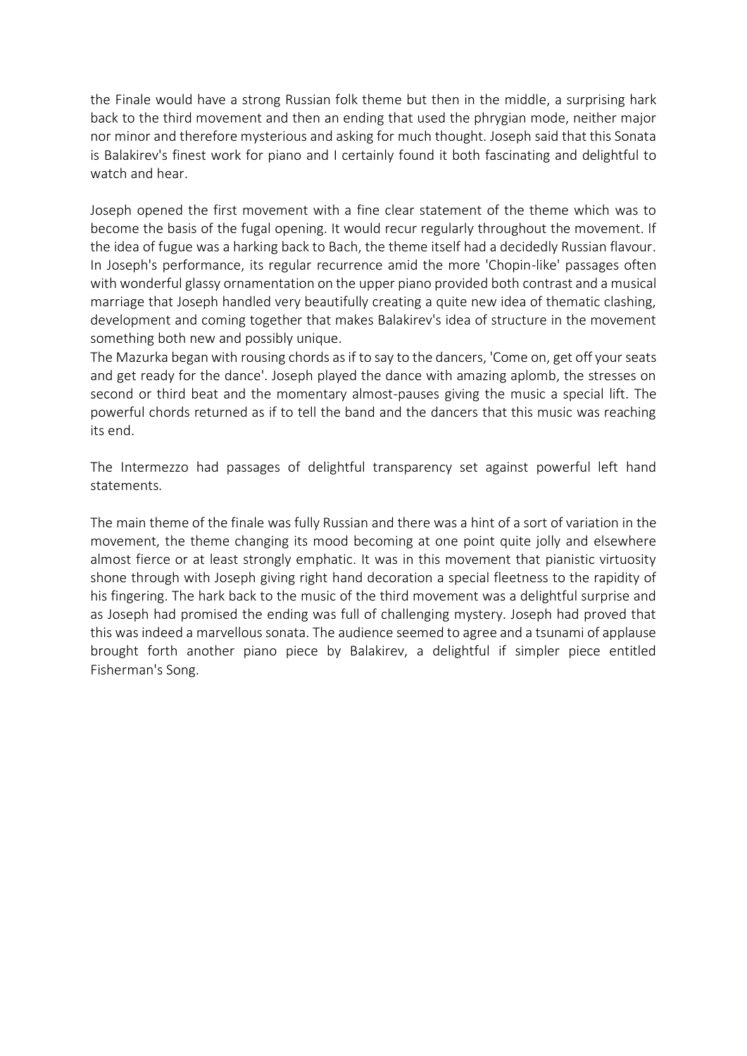the Finale would have a strong Russian folk theme but then in the middle, a surprising hark back to the third movement and then an ending that used the phrygian mode, neither major nor minor and therefore mysterious and asking for much thought. Joseph said that this Sonata is Balakirev's finest work for piano and I certainly found it both fascinating and delightful to watch and hear.

Joseph opened the first movement with a fine clear statement of the theme which was to become the basis of the fugal opening. It would recur regularly throughout the movement. If the idea of fugue was a harking back to Bach, the theme itself had a decidedly Russian flavour. In Joseph's performance, its regular recurrence amid the more 'Chopin-like' passages often with wonderful glassy ornamentation on the upper piano provided both contrast and a musical marriage that Joseph handled very beautifully creating a quite new idea of thematic clashing, development and coming together that makes Balakirev's idea of structure in the movement something both new and possibly unique.

The Mazurka began with rousing chords as if to say to the dancers, 'Come on, get off your seats and get ready for the dance'. Joseph played the dance with amazing aplomb, the stresses on second or third beat and the momentary almost-pauses giving the music a special lift. The powerful chords returned as if to tell the band and the dancers that this music was reaching its end.

The Intermezzo had passages of delightful transparency set against powerful left hand statements.

The main theme of the finale was fully Russian and there was a hint of a sort of variation in the movement, the theme changing its mood becoming at one point quite jolly and elsewhere almost fierce or at least strongly emphatic. It was in this movement that pianistic virtuosity shone through with Joseph giving right hand decoration a special fleetness to the rapidity of his fingering. The hark back to the music of the third movement was a delightful surprise and as Joseph had promised the ending was full of challenging mystery. Joseph had proved that this was indeed a marvellous sonata. The audience seemed to agree and a tsunami of applause brought forth another piano piece by Balakirev, a delightful if simpler piece entitled Fisherman's Song.